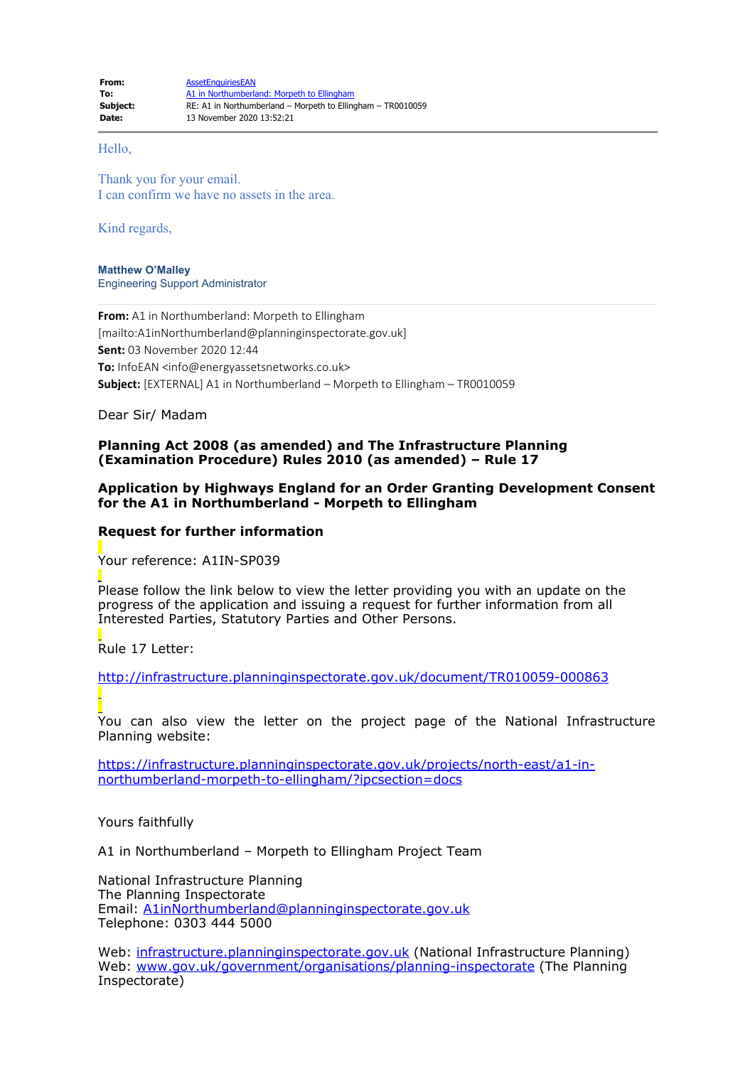**From:** AssetEnquiriesEAN
**To:** A1 in Northumberland: Morpeth to Ellingham
**Subject:** RE: A1 in Northumberland – Morpeth to Ellingham – TR0010059
**Date:** 13 November 2020 13:52:21

---

Hello,

Thank you for your email.
I can confirm we have no assets in the area.

Kind regards,

**Matthew O'Malley**
Engineering Support Administrator

---

**From:** A1 in Northumberland: Morpeth to Ellingham [mailto:A1inNorthumberland@planninginspectorate.gov.uk]
**Sent:** 03 November 2020 12:44
**To:** InfoEAN <info@energyassetsnetworks.co.uk>
**Subject:** [EXTERNAL] A1 in Northumberland – Morpeth to Ellingham – TR0010059

Dear Sir/ Madam

**Planning Act 2008 (as amended) and The Infrastructure Planning (Examination Procedure) Rules 2010 (as amended) – Rule 17**

**Application by Highways England for an Order Granting Development Consent for the A1 in Northumberland - Morpeth to Ellingham**

**Request for further information**

Your reference: A1IN-SP039

Please follow the link below to view the letter providing you with an update on the progress of the application and issuing a request for further information from all Interested Parties, Statutory Parties and Other Persons.

Rule 17 Letter:

http://infrastructure.planninginspectorate.gov.uk/document/TR010059-000863

You can also view the letter on the project page of the National Infrastructure Planning website:

https://infrastructure.planninginspectorate.gov.uk/projects/north-east/a1-in-northumberland-morpeth-to-ellingham/?ipcsection=docs

Yours faithfully

A1 in Northumberland – Morpeth to Ellingham Project Team

National Infrastructure Planning
The Planning Inspectorate
Email: A1inNorthumberland@planninginspectorate.gov.uk
Telephone: 0303 444 5000

Web: infrastructure.planninginspectorate.gov.uk (National Infrastructure Planning)
Web: www.gov.uk/government/organisations/planning-inspectorate (The Planning Inspectorate)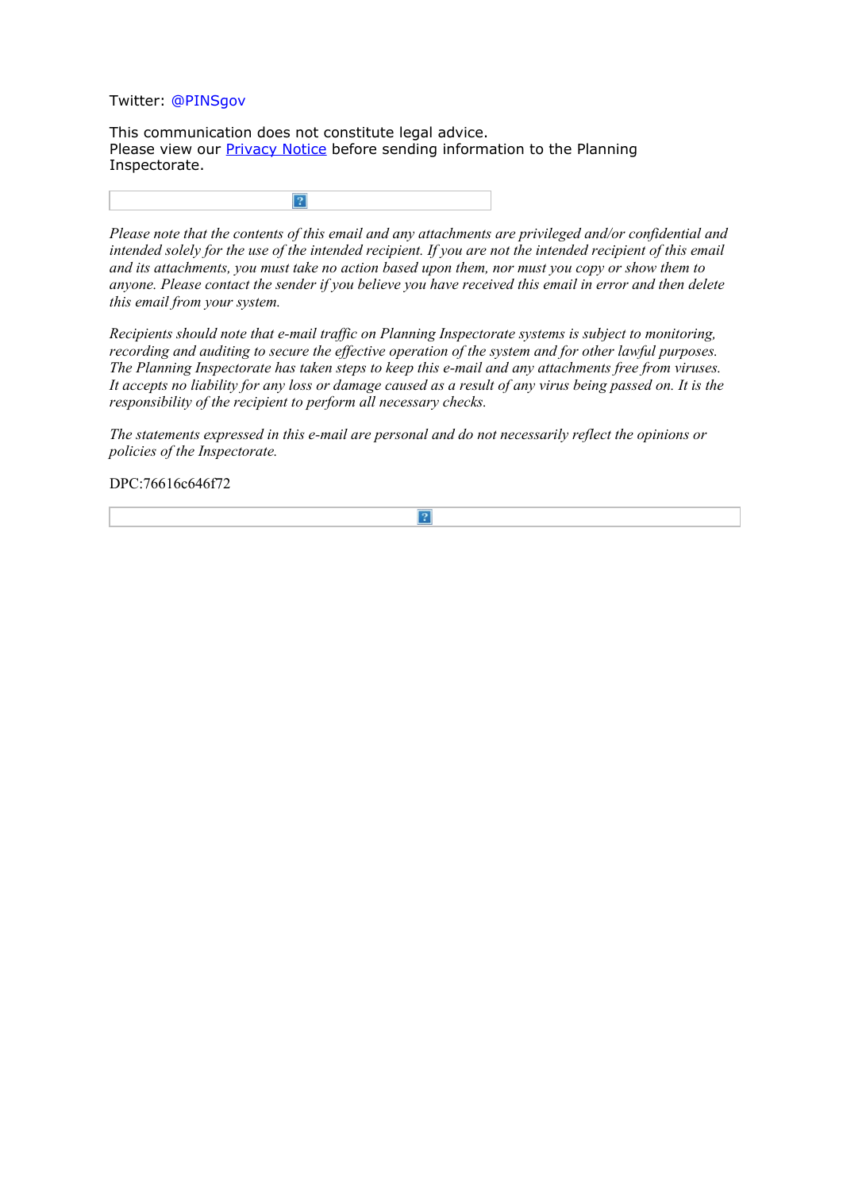Twitter: @PINSgov

This communication does not constitute legal advice.
Please view our Privacy Notice before sending information to the Planning Inspectorate.

*Please note that the contents of this email and any attachments are privileged and/or confidential and intended solely for the use of the intended recipient. If you are not the intended recipient of this email and its attachments, you must take no action based upon them, nor must you copy or show them to anyone. Please contact the sender if you believe you have received this email in error and then delete this email from your system.*

*Recipients should note that e-mail traffic on Planning Inspectorate systems is subject to monitoring, recording and auditing to secure the effective operation of the system and for other lawful purposes. The Planning Inspectorate has taken steps to keep this e-mail and any attachments free from viruses. It accepts no liability for any loss or damage caused as a result of any virus being passed on. It is the responsibility of the recipient to perform all necessary checks.*

*The statements expressed in this e-mail are personal and do not necessarily reflect the opinions or policies of the Inspectorate.*

DPC:76616c646f72